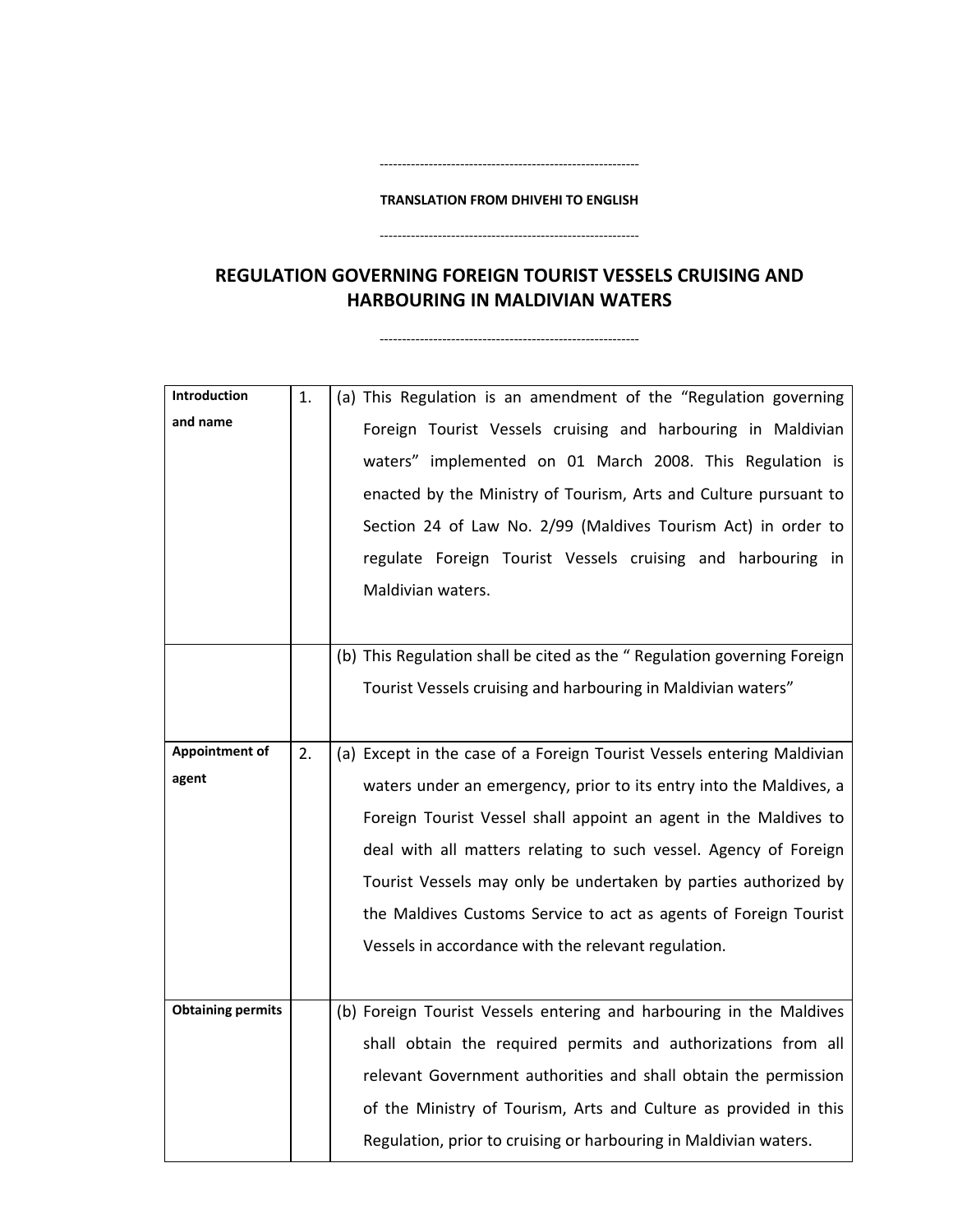---

**TRANSLATION FROM DHIVEHI TO ENGLISH**

---

# REGULATION GOVERNING FOREIGN TOURIST VESSELS CRUISING AND HARBOURING IN MALDIVIAN WATERS

---

| | | |
|---|---|---|
| **Introduction and name** | 1. | (a) This Regulation is an amendment of the "Regulation governing Foreign Tourist Vessels cruising and harbouring in Maldivian waters" implemented on 01 March 2008. This Regulation is enacted by the Ministry of Tourism, Arts and Culture pursuant to Section 24 of Law No. 2/99 (Maldives Tourism Act) in order to regulate Foreign Tourist Vessels cruising and harbouring in Maldivian waters. |
| | | (b) This Regulation shall be cited as the " Regulation governing Foreign Tourist Vessels cruising and harbouring in Maldivian waters" |
| **Appointment of agent** | 2. | (a) Except in the case of a Foreign Tourist Vessels entering Maldivian waters under an emergency, prior to its entry into the Maldives, a Foreign Tourist Vessel shall appoint an agent in the Maldives to deal with all matters relating to such vessel. Agency of Foreign Tourist Vessels may only be undertaken by parties authorized by the Maldives Customs Service to act as agents of Foreign Tourist Vessels in accordance with the relevant regulation. |
| **Obtaining permits** | | (b) Foreign Tourist Vessels entering and harbouring in the Maldives shall obtain the required permits and authorizations from all relevant Government authorities and shall obtain the permission of the Ministry of Tourism, Arts and Culture as provided in this Regulation, prior to cruising or harbouring in Maldivian waters. |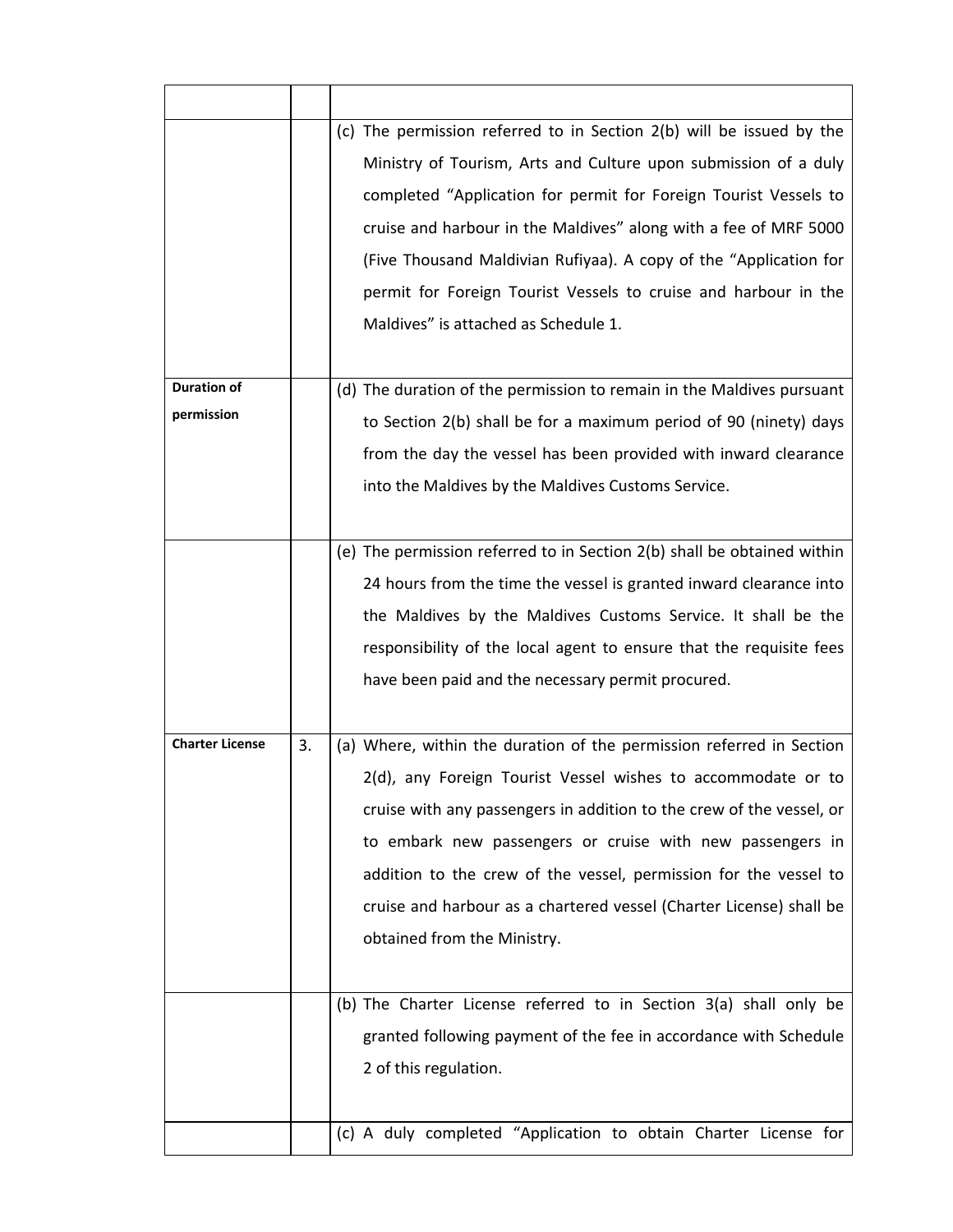| | | |
|---|---|---|
| | | (c) The permission referred to in Section 2(b) will be issued by the Ministry of Tourism, Arts and Culture upon submission of a duly completed "Application for permit for Foreign Tourist Vessels to cruise and harbour in the Maldives" along with a fee of MRF 5000 (Five Thousand Maldivian Rufiyaa). A copy of the "Application for permit for Foreign Tourist Vessels to cruise and harbour in the Maldives" is attached as Schedule 1. |
| **Duration of permission** | | (d) The duration of the permission to remain in the Maldives pursuant to Section 2(b) shall be for a maximum period of 90 (ninety) days from the day the vessel has been provided with inward clearance into the Maldives by the Maldives Customs Service. |
| | | (e) The permission referred to in Section 2(b) shall be obtained within 24 hours from the time the vessel is granted inward clearance into the Maldives by the Maldives Customs Service. It shall be the responsibility of the local agent to ensure that the requisite fees have been paid and the necessary permit procured. |
| **Charter License** | 3. | (a) Where, within the duration of the permission referred in Section 2(d), any Foreign Tourist Vessel wishes to accommodate or to cruise with any passengers in addition to the crew of the vessel, or to embark new passengers or cruise with new passengers in addition to the crew of the vessel, permission for the vessel to cruise and harbour as a chartered vessel (Charter License) shall be obtained from the Ministry. |
| | | (b) The Charter License referred to in Section 3(a) shall only be granted following payment of the fee in accordance with Schedule 2 of this regulation. |
| | | (c) A duly completed "Application to obtain Charter License for |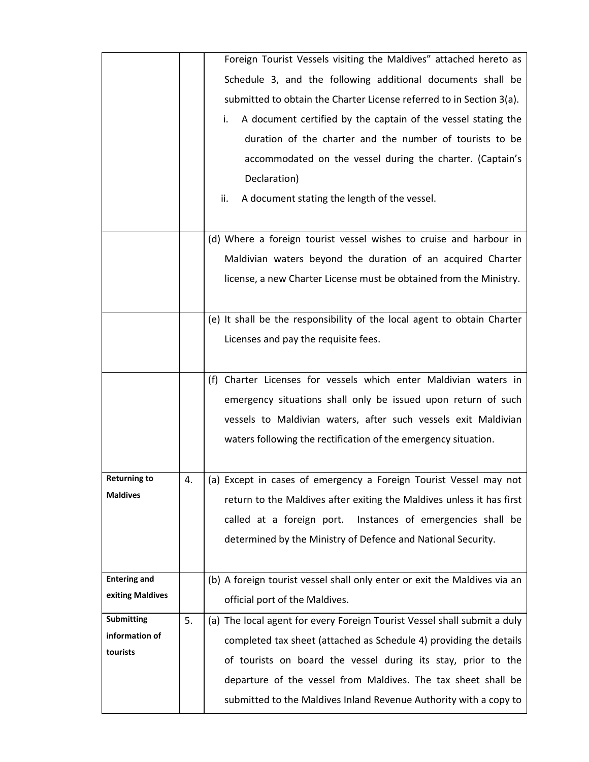| | | |
|---|---|---|
| | | Foreign Tourist Vessels visiting the Maldives" attached hereto as Schedule 3, and the following additional documents shall be submitted to obtain the Charter License referred to in Section 3(a).<br>i. A document certified by the captain of the vessel stating the duration of the charter and the number of tourists to be accommodated on the vessel during the charter. (Captain's Declaration)<br>ii. A document stating the length of the vessel. |
| | | (d) Where a foreign tourist vessel wishes to cruise and harbour in Maldivian waters beyond the duration of an acquired Charter license, a new Charter License must be obtained from the Ministry. |
| | | (e) It shall be the responsibility of the local agent to obtain Charter Licenses and pay the requisite fees. |
| | | (f) Charter Licenses for vessels which enter Maldivian waters in emergency situations shall only be issued upon return of such vessels to Maldivian waters, after such vessels exit Maldivian waters following the rectification of the emergency situation. |
| **Returning to Maldives** | 4. | (a) Except in cases of emergency a Foreign Tourist Vessel may not return to the Maldives after exiting the Maldives unless it has first called at a foreign port. Instances of emergencies shall be determined by the Ministry of Defence and National Security. |
| **Entering and exiting Maldives** | | (b) A foreign tourist vessel shall only enter or exit the Maldives via an official port of the Maldives. |
| **Submitting information of tourists** | 5. | (a) The local agent for every Foreign Tourist Vessel shall submit a duly completed tax sheet (attached as Schedule 4) providing the details of tourists on board the vessel during its stay, prior to the departure of the vessel from Maldives. The tax sheet shall be submitted to the Maldives Inland Revenue Authority with a copy to |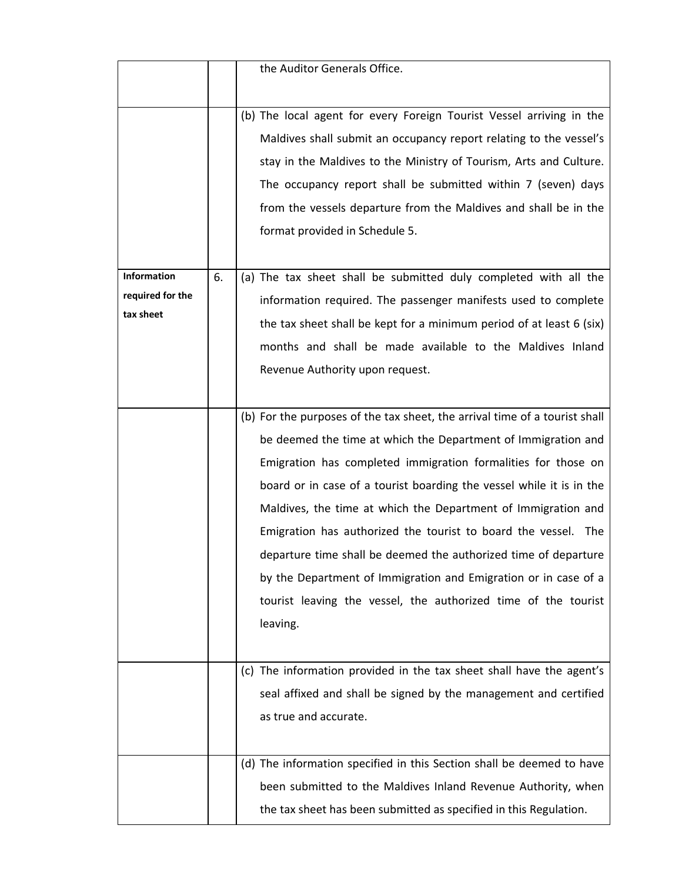| | | |
|---|---|---|
| | | the Auditor Generals Office. |
| | | (b) The local agent for every Foreign Tourist Vessel arriving in the Maldives shall submit an occupancy report relating to the vessel's stay in the Maldives to the Ministry of Tourism, Arts and Culture. The occupancy report shall be submitted within 7 (seven) days from the vessels departure from the Maldives and shall be in the format provided in Schedule 5. |
| **Information required for the tax sheet** | 6. | (a) The tax sheet shall be submitted duly completed with all the information required. The passenger manifests used to complete the tax sheet shall be kept for a minimum period of at least 6 (six) months and shall be made available to the Maldives Inland Revenue Authority upon request. |
| | | (b) For the purposes of the tax sheet, the arrival time of a tourist shall be deemed the time at which the Department of Immigration and Emigration has completed immigration formalities for those on board or in case of a tourist boarding the vessel while it is in the Maldives, the time at which the Department of Immigration and Emigration has authorized the tourist to board the vessel. The departure time shall be deemed the authorized time of departure by the Department of Immigration and Emigration or in case of a tourist leaving the vessel, the authorized time of the tourist leaving. |
| | | (c) The information provided in the tax sheet shall have the agent's seal affixed and shall be signed by the management and certified as true and accurate. |
| | | (d) The information specified in this Section shall be deemed to have been submitted to the Maldives Inland Revenue Authority, when the tax sheet has been submitted as specified in this Regulation. |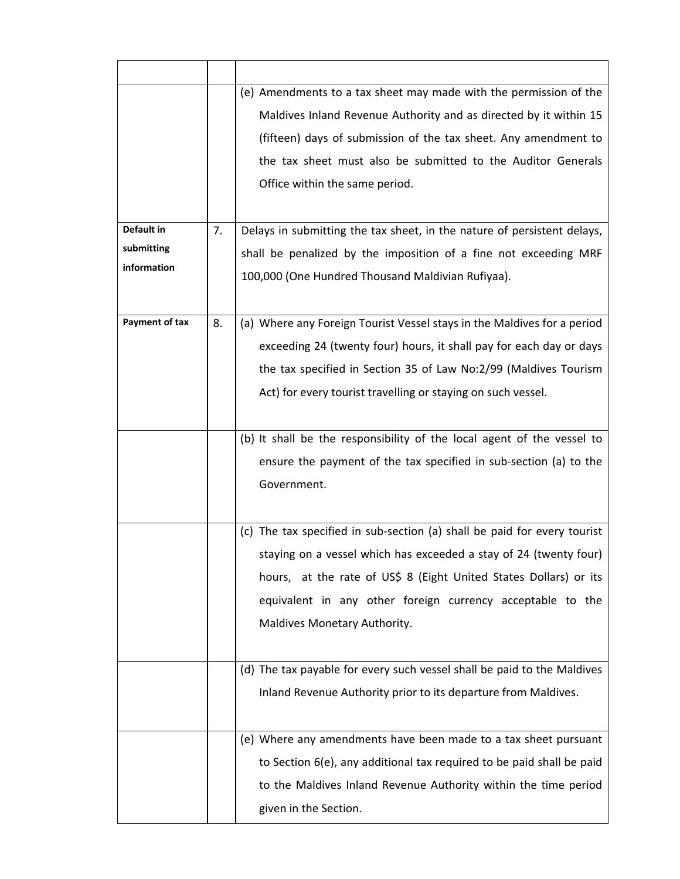| | | |
|---|---|---|
| | | (e) Amendments to a tax sheet may made with the permission of the Maldives Inland Revenue Authority and as directed by it within 15 (fifteen) days of submission of the tax sheet. Any amendment to the tax sheet must also be submitted to the Auditor Generals Office within the same period. |
| **Default in submitting information** | 7. | Delays in submitting the tax sheet, in the nature of persistent delays, shall be penalized by the imposition of a fine not exceeding MRF 100,000 (One Hundred Thousand Maldivian Rufiyaa). |
| **Payment of tax** | 8. | (a) Where any Foreign Tourist Vessel stays in the Maldives for a period exceeding 24 (twenty four) hours, it shall pay for each day or days the tax specified in Section 35 of Law No:2/99 (Maldives Tourism Act) for every tourist travelling or staying on such vessel. |
| | | (b) It shall be the responsibility of the local agent of the vessel to ensure the payment of the tax specified in sub-section (a) to the Government. |
| | | (c) The tax specified in sub-section (a) shall be paid for every tourist staying on a vessel which has exceeded a stay of 24 (twenty four) hours, at the rate of US$ 8 (Eight United States Dollars) or its equivalent in any other foreign currency acceptable to the Maldives Monetary Authority. |
| | | (d) The tax payable for every such vessel shall be paid to the Maldives Inland Revenue Authority prior to its departure from Maldives. |
| | | (e) Where any amendments have been made to a tax sheet pursuant to Section 6(e), any additional tax required to be paid shall be paid to the Maldives Inland Revenue Authority within the time period given in the Section. |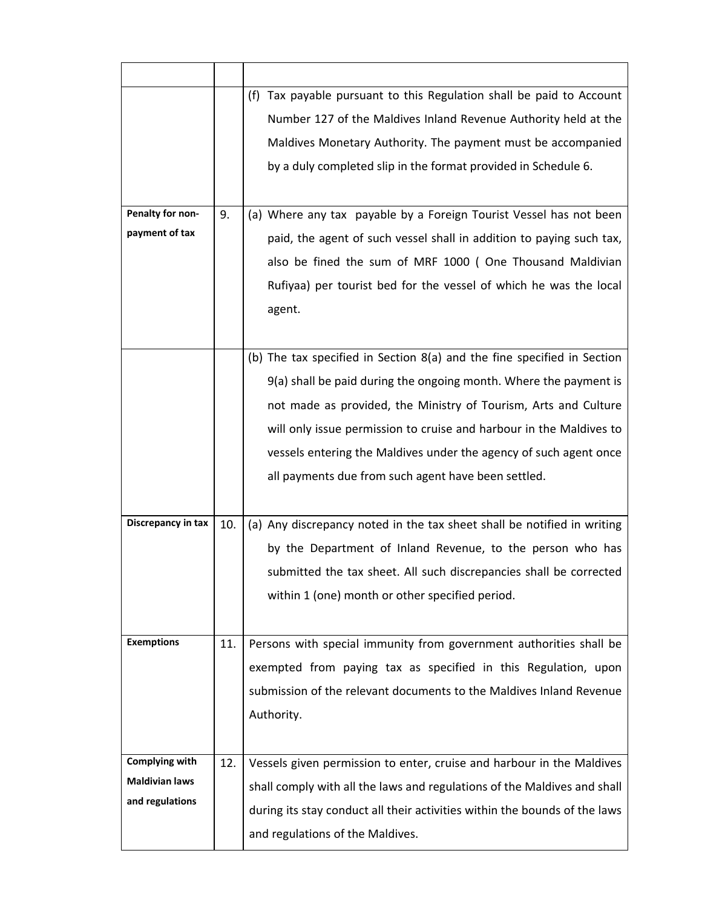| | | |
|---|---|---|
| | | (f) Tax payable pursuant to this Regulation shall be paid to Account Number 127 of the Maldives Inland Revenue Authority held at the Maldives Monetary Authority. The payment must be accompanied by a duly completed slip in the format provided in Schedule 6. |
| **Penalty for non-payment of tax** | 9. | (a) Where any tax payable by a Foreign Tourist Vessel has not been paid, the agent of such vessel shall in addition to paying such tax, also be fined the sum of MRF 1000 ( One Thousand Maldivian Rufiyaa) per tourist bed for the vessel of which he was the local agent. |
| | | (b) The tax specified in Section 8(a) and the fine specified in Section 9(a) shall be paid during the ongoing month. Where the payment is not made as provided, the Ministry of Tourism, Arts and Culture will only issue permission to cruise and harbour in the Maldives to vessels entering the Maldives under the agency of such agent once all payments due from such agent have been settled. |
| **Discrepancy in tax** | 10. | (a) Any discrepancy noted in the tax sheet shall be notified in writing by the Department of Inland Revenue, to the person who has submitted the tax sheet. All such discrepancies shall be corrected within 1 (one) month or other specified period. |
| **Exemptions** | 11. | Persons with special immunity from government authorities shall be exempted from paying tax as specified in this Regulation, upon submission of the relevant documents to the Maldives Inland Revenue Authority. |
| **Complying with Maldivian laws and regulations** | 12. | Vessels given permission to enter, cruise and harbour in the Maldives shall comply with all the laws and regulations of the Maldives and shall during its stay conduct all their activities within the bounds of the laws and regulations of the Maldives. |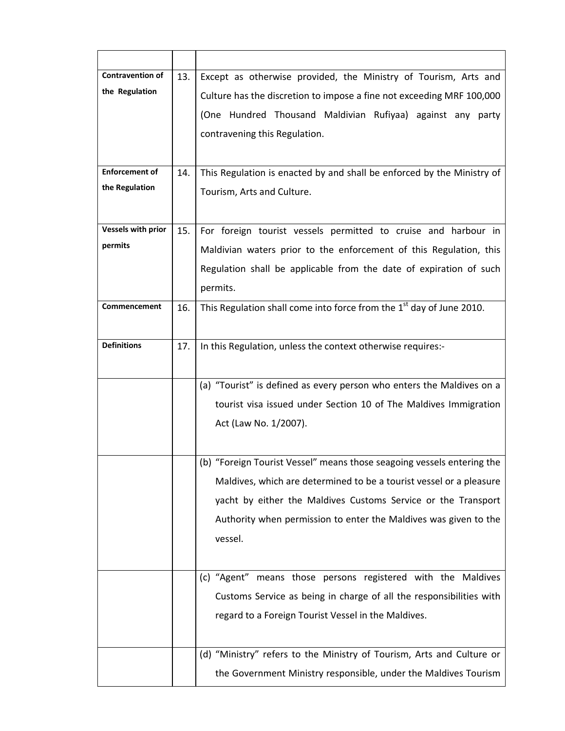| | | |
|---|---|---|
| **Contravention of the Regulation** | 13. | Except as otherwise provided, the Ministry of Tourism, Arts and Culture has the discretion to impose a fine not exceeding MRF 100,000 (One Hundred Thousand Maldivian Rufiyaa) against any party contravening this Regulation. |
| **Enforcement of the Regulation** | 14. | This Regulation is enacted by and shall be enforced by the Ministry of Tourism, Arts and Culture. |
| **Vessels with prior permits** | 15. | For foreign tourist vessels permitted to cruise and harbour in Maldivian waters prior to the enforcement of this Regulation, this Regulation shall be applicable from the date of expiration of such permits. |
| **Commencement** | 16. | This Regulation shall come into force from the 1st day of June 2010. |
| **Definitions** | 17. | In this Regulation, unless the context otherwise requires:- |
| | | (a) "Tourist" is defined as every person who enters the Maldives on a tourist visa issued under Section 10 of The Maldives Immigration Act (Law No. 1/2007). |
| | | (b) "Foreign Tourist Vessel" means those seagoing vessels entering the Maldives, which are determined to be a tourist vessel or a pleasure yacht by either the Maldives Customs Service or the Transport Authority when permission to enter the Maldives was given to the vessel. |
| | | (c) "Agent" means those persons registered with the Maldives Customs Service as being in charge of all the responsibilities with regard to a Foreign Tourist Vessel in the Maldives. |
| | | (d) "Ministry" refers to the Ministry of Tourism, Arts and Culture or the Government Ministry responsible, under the Maldives Tourism |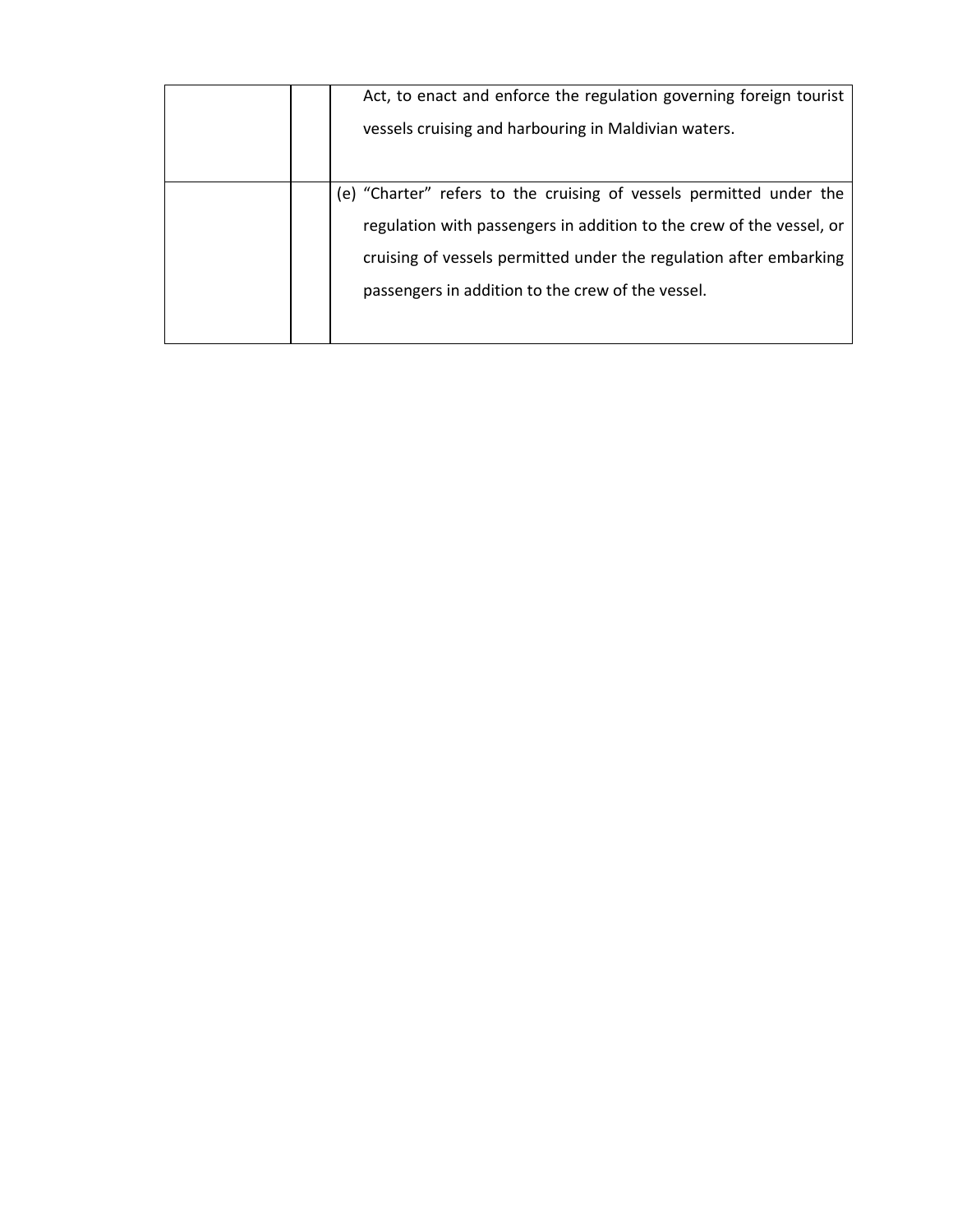| | | |
|---|---|---|
| | | Act, to enact and enforce the regulation governing foreign tourist vessels cruising and harbouring in Maldivian waters. |
| | | (e) "Charter" refers to the cruising of vessels permitted under the regulation with passengers in addition to the crew of the vessel, or cruising of vessels permitted under the regulation after embarking passengers in addition to the crew of the vessel. |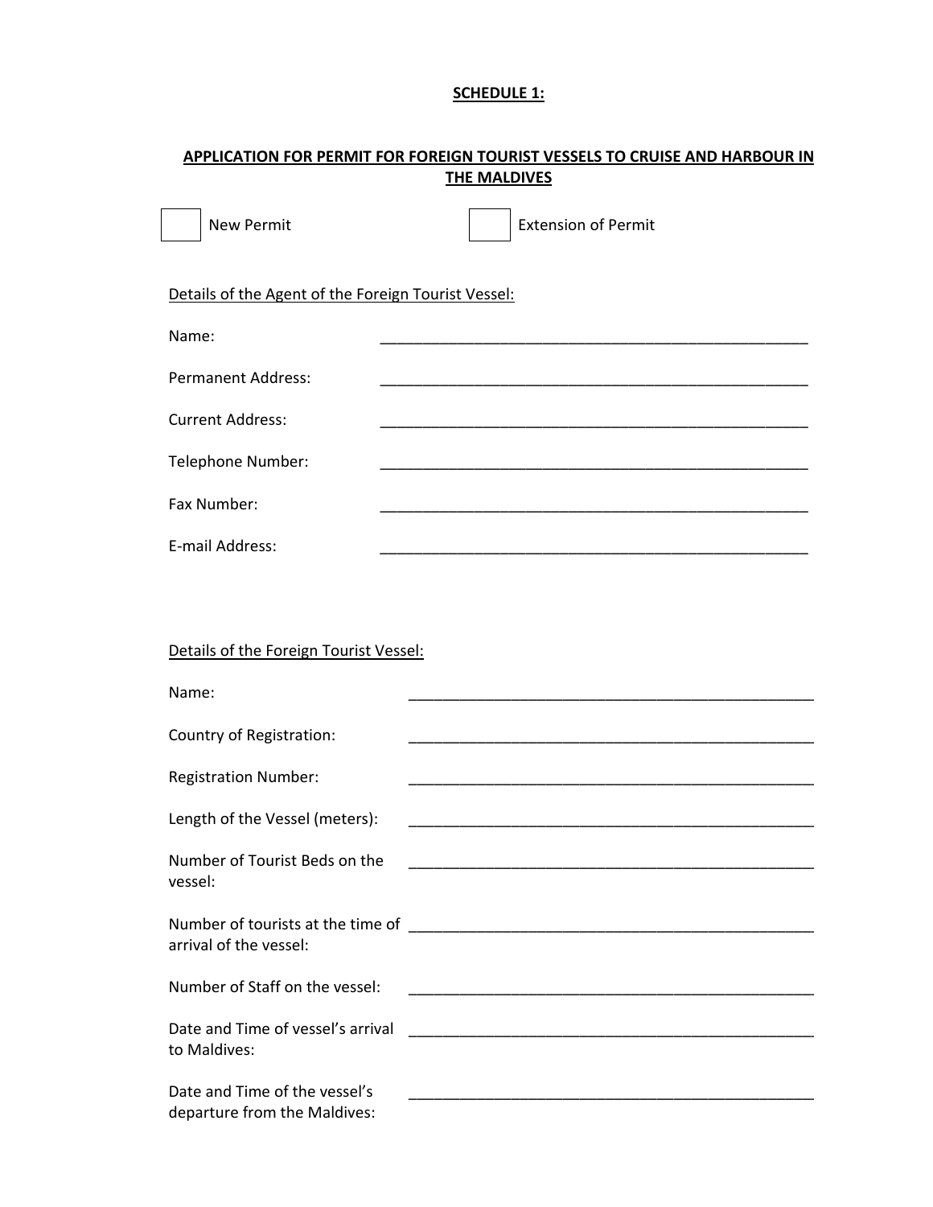**SCHEDULE 1:**

**APPLICATION FOR PERMIT FOR FOREIGN TOURIST VESSELS TO CRUISE AND HARBOUR IN THE MALDIVES**

☐ New Permit ☐ Extension of Permit

Details of the Agent of the Foreign Tourist Vessel:

Name: _______________________________________________

Permanent Address: _______________________________________________

Current Address: _______________________________________________

Telephone Number: _______________________________________________

Fax Number: _______________________________________________

E-mail Address: _______________________________________________

Details of the Foreign Tourist Vessel:

Name: _______________________________________________

Country of Registration: _______________________________________________

Registration Number: _______________________________________________

Length of the Vessel (meters): _______________________________________________

Number of Tourist Beds on the vessel: _______________________________________________

Number of tourists at the time of arrival of the vessel: _______________________________________________

Number of Staff on the vessel: _______________________________________________

Date and Time of vessel's arrival to Maldives: _______________________________________________

Date and Time of the vessel's departure from the Maldives: _______________________________________________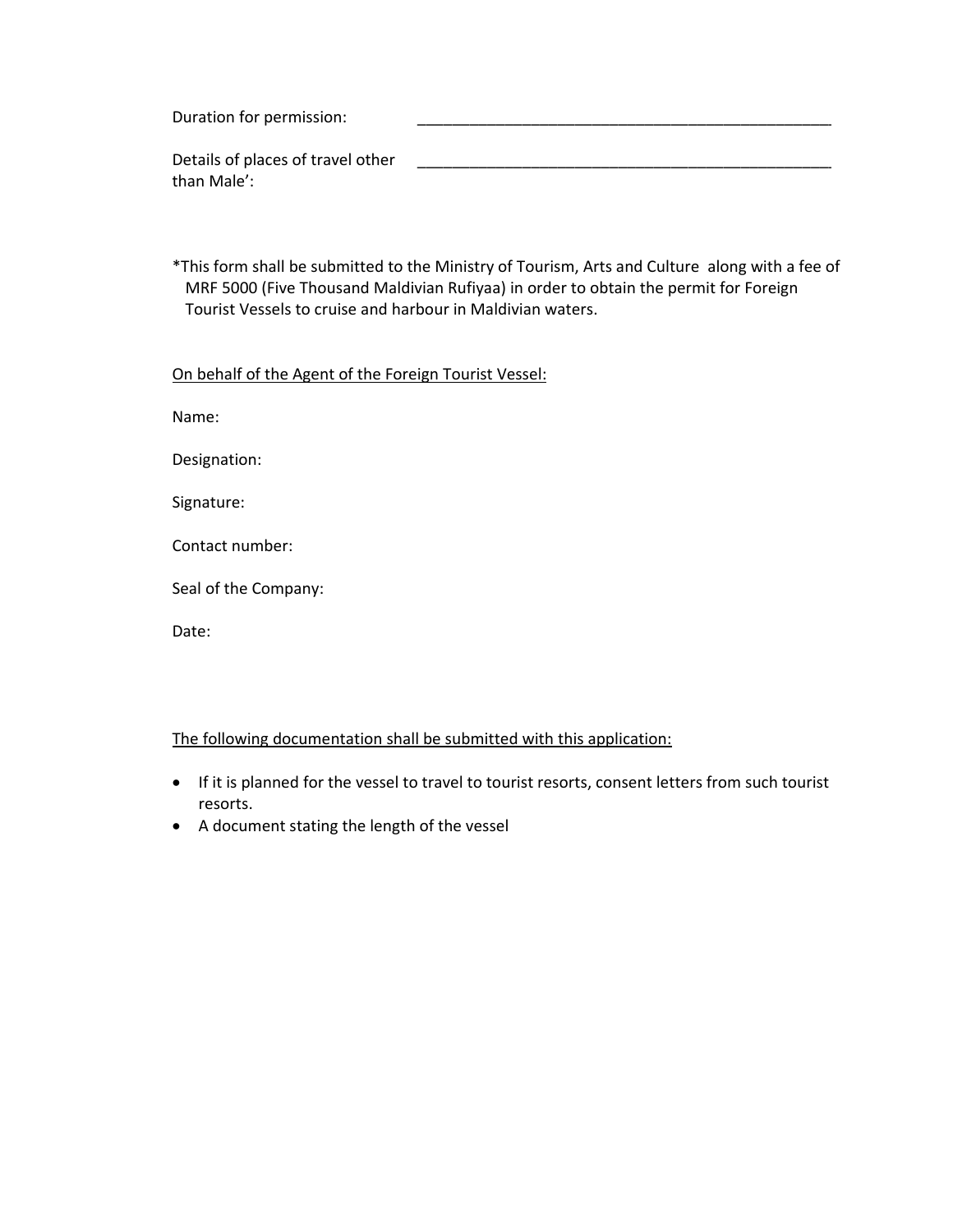Duration for permission: ________________________________________________

Details of places of travel other than Male': ________________________________________________

*This form shall be submitted to the Ministry of Tourism, Arts and Culture along with a fee of MRF 5000 (Five Thousand Maldivian Rufiyaa) in order to obtain the permit for Foreign Tourist Vessels to cruise and harbour in Maldivian waters.

<u>On behalf of the Agent of the Foreign Tourist Vessel:</u>

Name:

Designation:

Signature:

Contact number:

Seal of the Company:

Date:

<u>The following documentation shall be submitted with this application:</u>

- If it is planned for the vessel to travel to tourist resorts, consent letters from such tourist resorts.
- A document stating the length of the vessel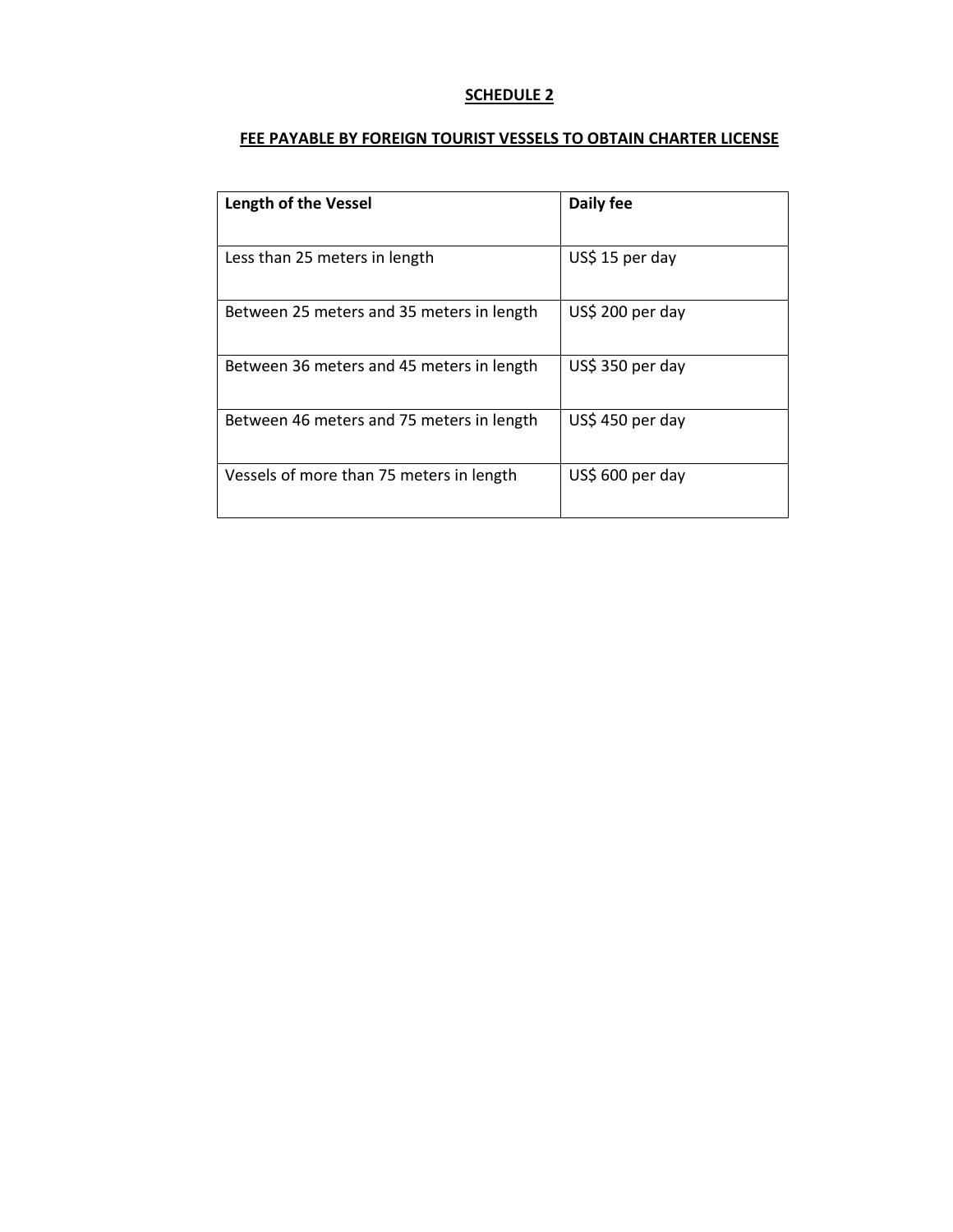# SCHEDULE 2

## FEE PAYABLE BY FOREIGN TOURIST VESSELS TO OBTAIN CHARTER LICENSE

| Length of the Vessel | Daily fee |
|---|---|
| Less than 25 meters in length | US$ 15 per day |
| Between 25 meters and 35 meters in length | US$ 200 per day |
| Between 36 meters and 45 meters in length | US$ 350 per day |
| Between 46 meters and 75 meters in length | US$ 450 per day |
| Vessels of more than 75 meters in length | US$ 600 per day |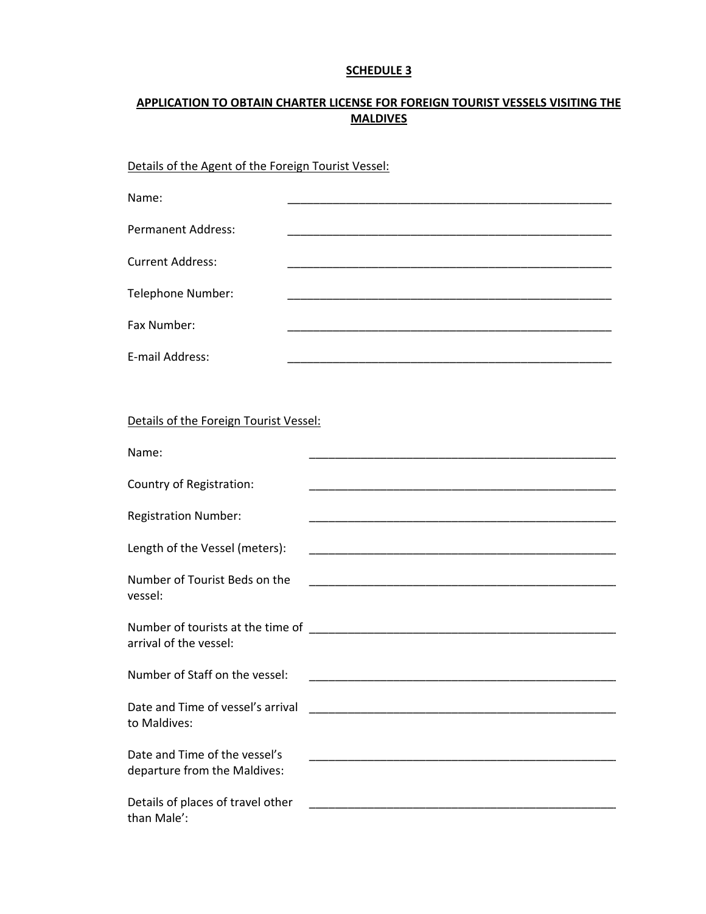**SCHEDULE 3**

**APPLICATION TO OBTAIN CHARTER LICENSE FOR FOREIGN TOURIST VESSELS VISITING THE MALDIVES**

Details of the Agent of the Foreign Tourist Vessel:

Name: ____________________________________________________

Permanent Address: ____________________________________________________

Current Address: ____________________________________________________

Telephone Number: ____________________________________________________

Fax Number: ____________________________________________________

E-mail Address: ____________________________________________________

Details of the Foreign Tourist Vessel:

Name: ____________________________________________________

Country of Registration: ____________________________________________________

Registration Number: ____________________________________________________

Length of the Vessel (meters): ____________________________________________________

Number of Tourist Beds on the vessel: ____________________________________________________

Number of tourists at the time of arrival of the vessel: ____________________________________________________

Number of Staff on the vessel: ____________________________________________________

Date and Time of vessel's arrival to Maldives: ____________________________________________________

Date and Time of the vessel's departure from the Maldives: ____________________________________________________

Details of places of travel other than Male': ____________________________________________________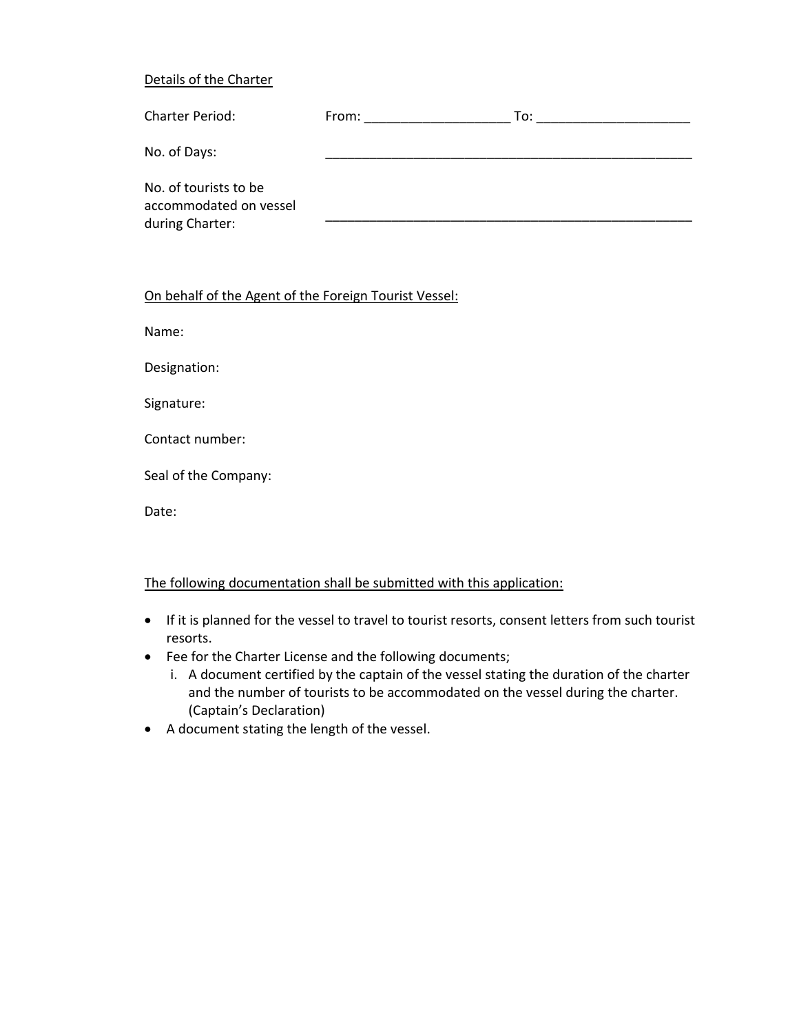Details of the Charter

Charter Period: From: ____________________ To: _____________________

No. of Days: ___________________________________________________

No. of tourists to be accommodated on vessel during Charter: ___________________________________________________

On behalf of the Agent of the Foreign Tourist Vessel:

Name:

Designation:

Signature:

Contact number:

Seal of the Company:

Date:

The following documentation shall be submitted with this application:

- If it is planned for the vessel to travel to tourist resorts, consent letters from such tourist resorts.
- Fee for the Charter License and the following documents;
  i. A document certified by the captain of the vessel stating the duration of the charter and the number of tourists to be accommodated on the vessel during the charter. (Captain's Declaration)
- A document stating the length of the vessel.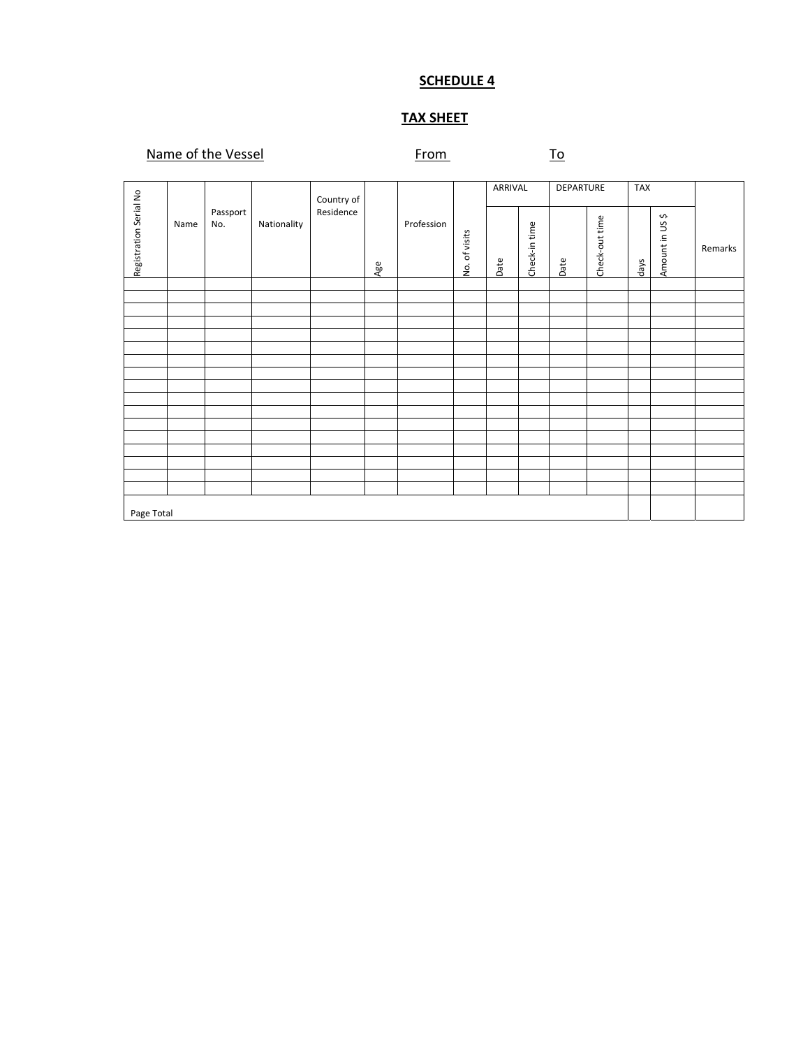## SCHEDULE 4

## TAX SHEET

Name of the Vessel From To

| Registration Serial No | Name | Passport No. | Nationality | Country of Residence | Age | Profession | No. of visits | ARRIVAL | | DEPARTURE | | TAX | | Remarks |
|---|---|---|---|---|---|---|---|---|---|---|---|---|---|---|
| | | | | | | | | Date | Check-in time | Date | Check-out time | days | Amount in US $ | |
| | | | | | | | | | | | | | | |
| | | | | | | | | | | | | | | |
| | | | | | | | | | | | | | | |
| | | | | | | | | | | | | | | |
| | | | | | | | | | | | | | | |
| | | | | | | | | | | | | | | |
| | | | | | | | | | | | | | | |
| | | | | | | | | | | | | | | |
| | | | | | | | | | | | | | | |
| | | | | | | | | | | | | | | |
| | | | | | | | | | | | | | | |
| | | | | | | | | | | | | | | |
| | | | | | | | | | | | | | | |
| | | | | | | | | | | | | | | |
| | | | | | | | | | | | | | | |
| | | | | | | | | | | | | | | |
| | | | | | | | | | | | | | | |
| Page Total | | | | | | | | | | | | | | |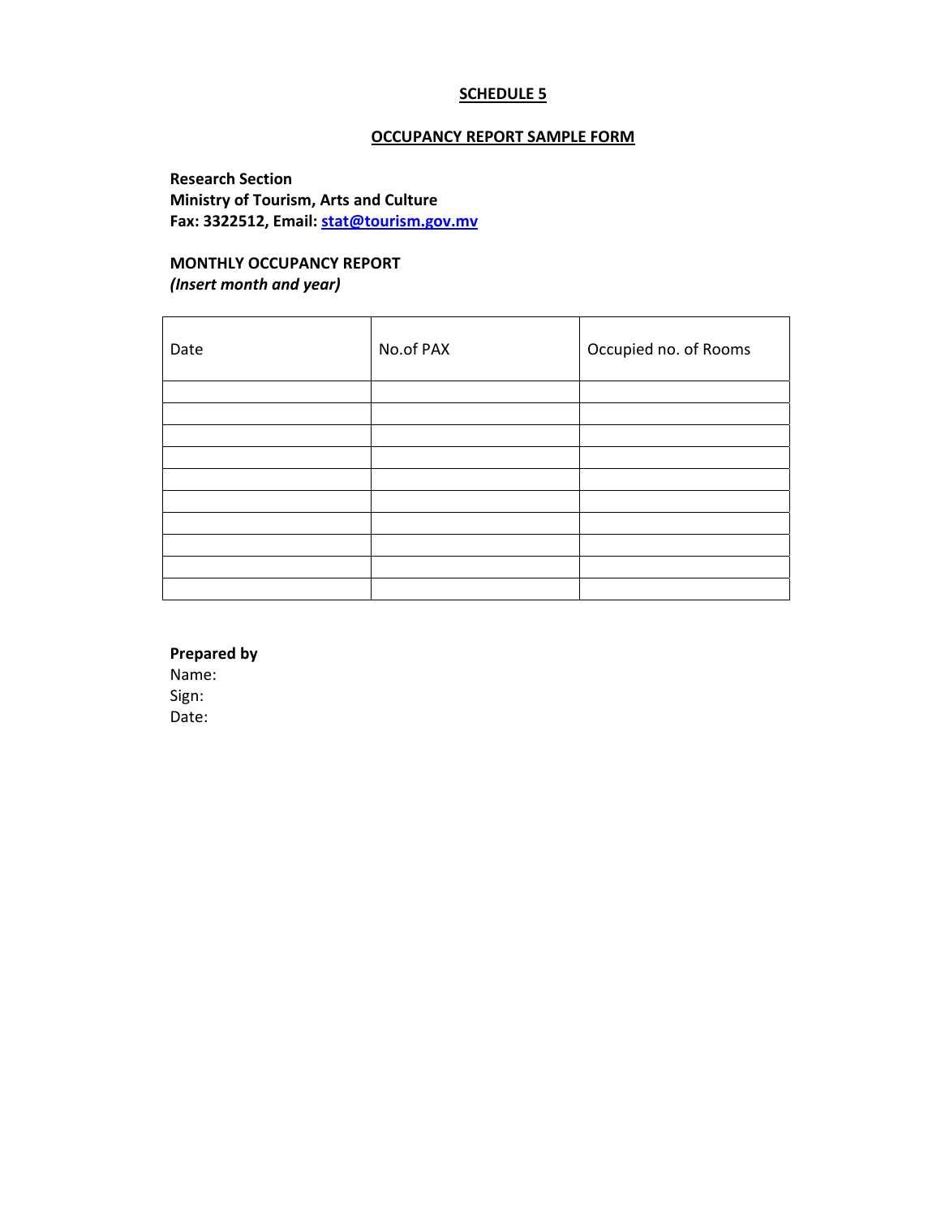## SCHEDULE 5

## OCCUPANCY REPORT SAMPLE FORM

**Research Section**
**Ministry of Tourism, Arts and Culture**
**Fax: 3322512, Email: stat@tourism.gov.mv**

**MONTHLY OCCUPANCY REPORT**
***(Insert month and year)***

| Date | No.of PAX | Occupied no. of Rooms |
|---|---|---|
| | | |
| | | |
| | | |
| | | |
| | | |
| | | |
| | | |
| | | |
| | | |
| | | |

**Prepared by**
Name:
Sign:
Date: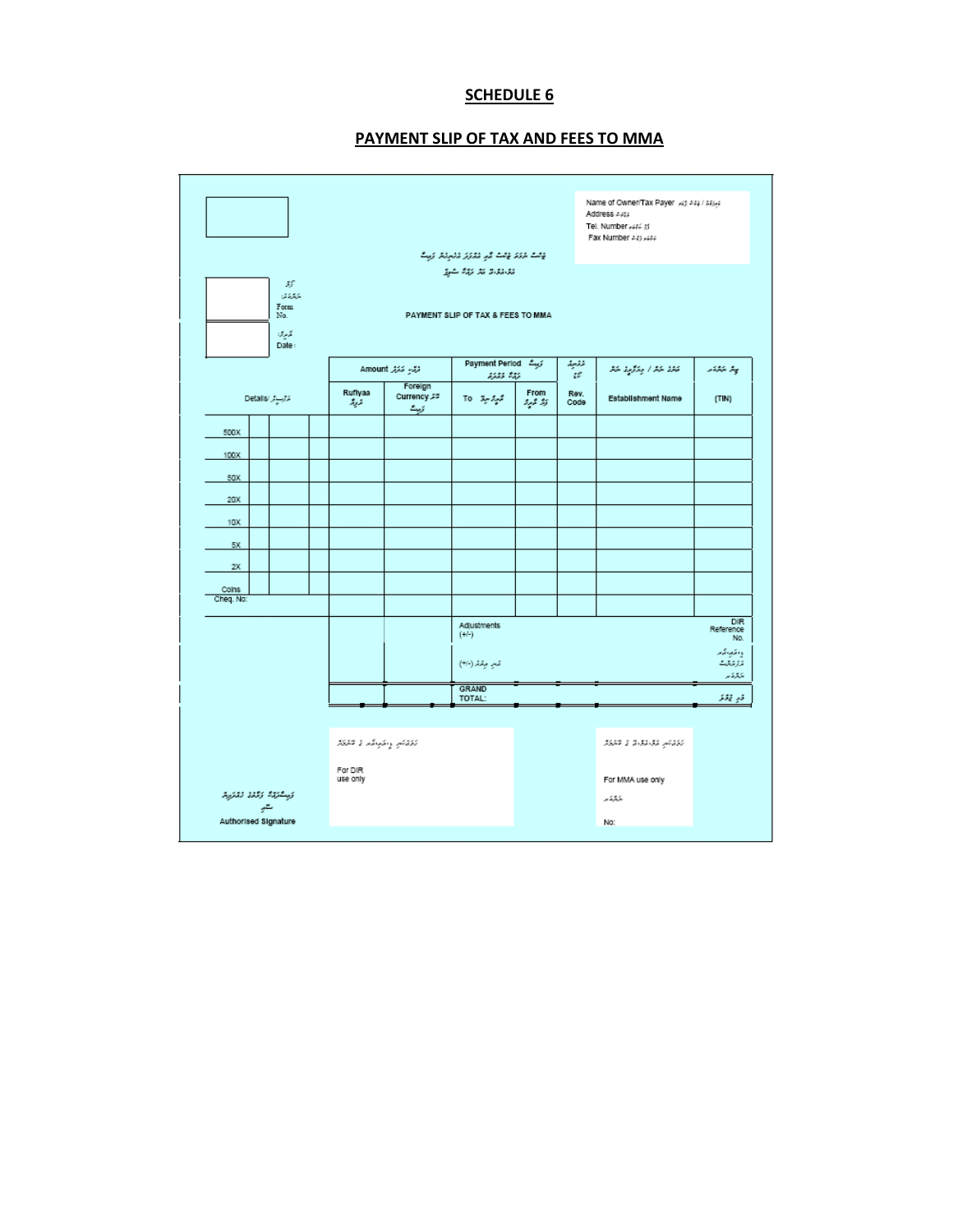## SCHEDULE 6

## PAYMENT SLIP OF TAX AND FEES TO MMA

Name of Owner/Tax Payer
Address
Tel. Number
Fax Number

Form No.

Date

PAYMENT SLIP OF TAX & FEES TO MMA

| Details | | | | Amount Rufiyaa | Amount Foreign Currency | Payment Period To | Payment Period From | Rev. Code | Establishment Name | (TIN) |
|---|---|---|---|---|---|---|---|---|---|---|
| 500X | | | | | | | | | | |
| 100X | | | | | | | | | | |
| 50X | | | | | | | | | | |
| 20X | | | | | | | | | | |
| 10X | | | | | | | | | | |
| 5X | | | | | | | | | | |
| 2X | | | | | | | | | | |
| Coins | | | | | | | | | | |
| Cheq. No: | | | | | | | | | | |
| | | | | | | Adjustments (+/-) | | | | DIR Reference No. |
| | | | | | | GRAND TOTAL: | | | | |

For DIR use only

For MMA use only

No:

Authorised Signature